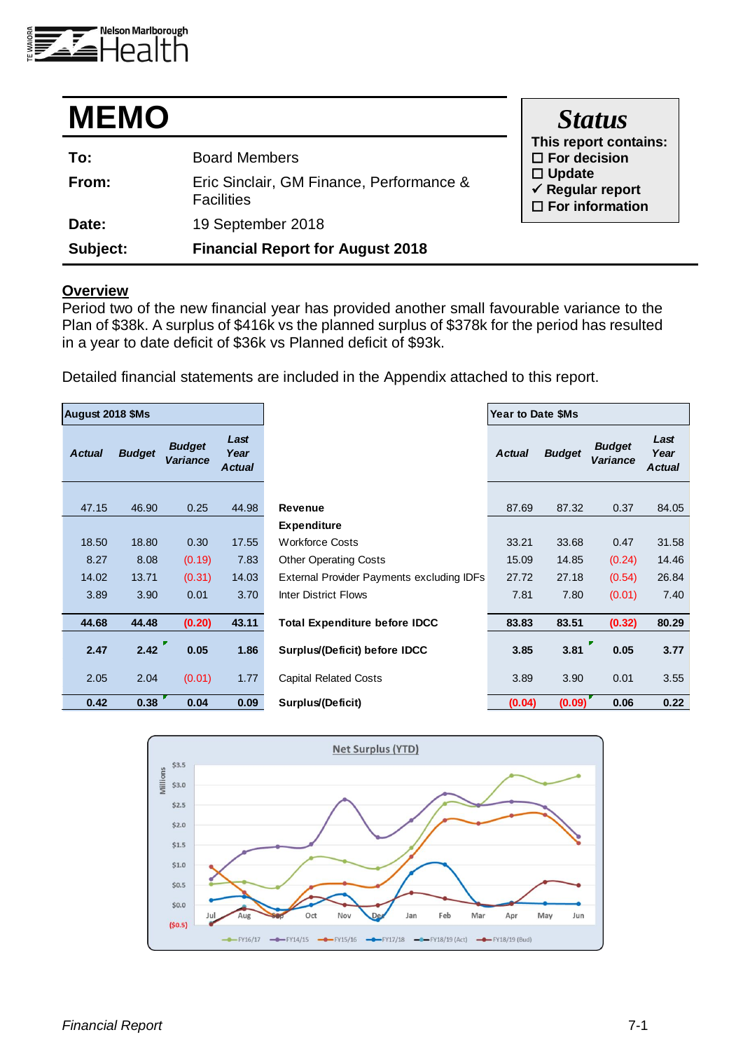Nelson Marlborough Health

# MEMO

| | |
|---|---|
| **To:** | Board Members |
| **From:** | Eric Sinclair, GM Finance, Performance & Facilities |
| **Date:** | 19 September 2018 |
| **Subject:** | **Financial Report for August 2018** |

**Status**

**This report contains:**

- ☐ **For decision**
- ☐ **Update**
- ✓ **Regular report**
- ☐ **For information**

## Overview

Period two of the new financial year has provided another small favourable variance to the Plan of $38k. A surplus of $416k vs the planned surplus of $378k for the period has resulted in a year to date deficit of $36k vs Planned deficit of $93k.

Detailed financial statements are included in the Appendix attached to this report.

| August 2018 $Ms | | | | | Year to Date $Ms | | | |
|---|---|---|---|---|---|---|---|---|
| *Actual* | *Budget* | *Budget Variance* | *Last Year Actual* | | *Actual* | *Budget* | *Budget Variance* | *Last Year Actual* |
| 47.15 | 46.90 | 0.25 | 44.98 | **Revenue** | 87.69 | 87.32 | 0.37 | 84.05 |
| | | | | **Expenditure** | | | | |
| 18.50 | 18.80 | 0.30 | 17.55 | Workforce Costs | 33.21 | 33.68 | 0.47 | 31.58 |
| 8.27 | 8.08 | (0.19) | 7.83 | Other Operating Costs | 15.09 | 14.85 | (0.24) | 14.46 |
| 14.02 | 13.71 | (0.31) | 14.03 | External Provider Payments excluding IDFs | 27.72 | 27.18 | (0.54) | 26.84 |
| 3.89 | 3.90 | 0.01 | 3.70 | Inter District Flows | 7.81 | 7.80 | (0.01) | 7.40 |
| **44.68** | **44.48** | **(0.20)** | **43.11** | **Total Expenditure before IDCC** | **83.83** | **83.51** | **(0.32)** | **80.29** |
| **2.47** | **2.42** | **0.05** | **1.86** | **Surplus/(Deficit) before IDCC** | **3.85** | **3.81** | **0.05** | **3.77** |
| 2.05 | 2.04 | (0.01) | 1.77 | Capital Related Costs | 3.89 | 3.90 | 0.01 | 3.55 |
| **0.42** | **0.38** | **0.04** | **0.09** | **Surplus/(Deficit)** | **(0.04)** | **(0.09)** | **0.06** | **0.22** |

**Net Surplus (YTD)**

Millions; series: FY16/17, FY14/15, FY15/16, FY17/18, FY18/19 (Act), FY18/19 (Bud); months Jul–Jun; axis ($0.5) to $3.5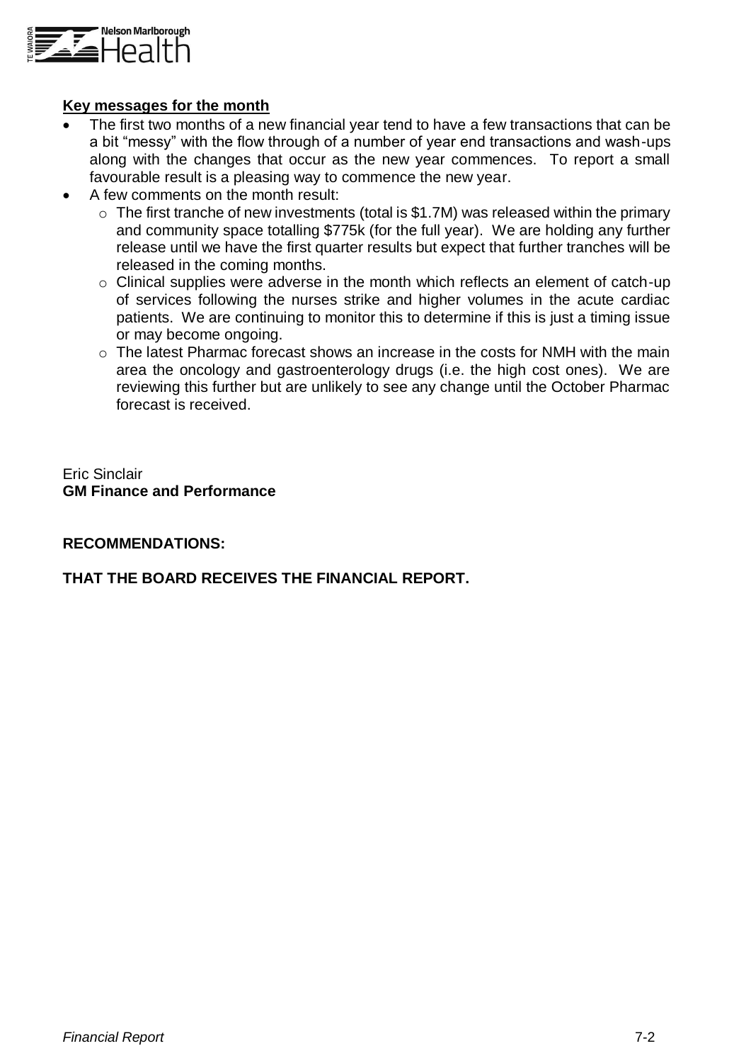**Key messages for the month**

- The first two months of a new financial year tend to have a few transactions that can be a bit "messy" with the flow through of a number of year end transactions and wash-ups along with the changes that occur as the new year commences. To report a small favourable result is a pleasing way to commence the new year.
- A few comments on the month result:
  - The first tranche of new investments (total is $1.7M) was released within the primary and community space totalling $775k (for the full year). We are holding any further release until we have the first quarter results but expect that further tranches will be released in the coming months.
  - Clinical supplies were adverse in the month which reflects an element of catch-up of services following the nurses strike and higher volumes in the acute cardiac patients. We are continuing to monitor this to determine if this is just a timing issue or may become ongoing.
  - The latest Pharmac forecast shows an increase in the costs for NMH with the main area the oncology and gastroenterology drugs (i.e. the high cost ones). We are reviewing this further but are unlikely to see any change until the October Pharmac forecast is received.

Eric Sinclair
**GM Finance and Performance**

**RECOMMENDATIONS:**

**THAT THE BOARD RECEIVES THE FINANCIAL REPORT.**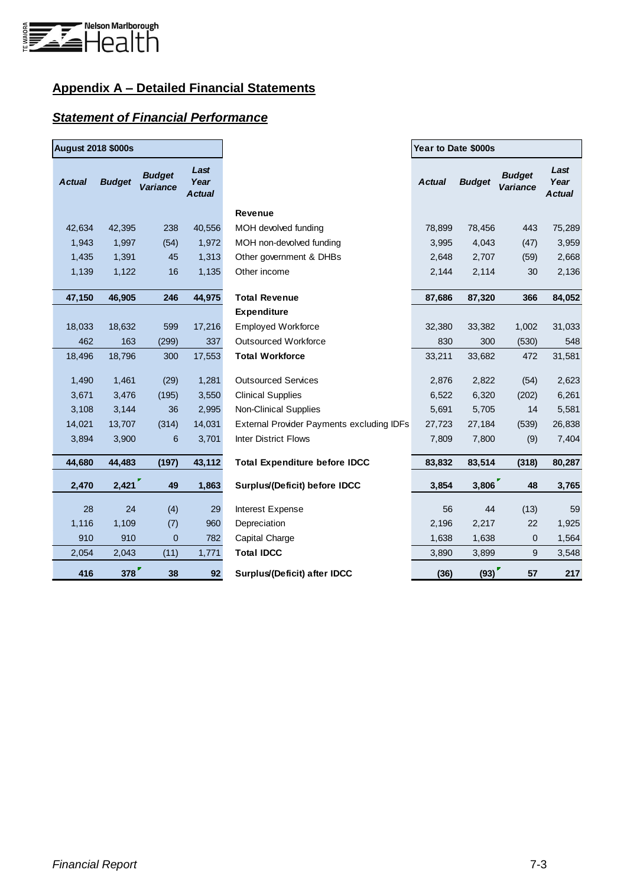## Appendix A – Detailed Financial Statements

### Statement of Financial Performance

| August 2018 $000s | | | | | Year to Date $000s | | | |
|---|---|---|---|---|---|---|---|---|
| Actual | Budget | Budget Variance | Last Year Actual | | Actual | Budget | Budget Variance | Last Year Actual |
| | | | | **Revenue** | | | | |
| 42,634 | 42,395 | 238 | 40,556 | MOH devolved funding | 78,899 | 78,456 | 443 | 75,289 |
| 1,943 | 1,997 | (54) | 1,972 | MOH non-devolved funding | 3,995 | 4,043 | (47) | 3,959 |
| 1,435 | 1,391 | 45 | 1,313 | Other government & DHBs | 2,648 | 2,707 | (59) | 2,668 |
| 1,139 | 1,122 | 16 | 1,135 | Other income | 2,144 | 2,114 | 30 | 2,136 |
| **47,150** | **46,905** | **246** | **44,975** | **Total Revenue** | **87,686** | **87,320** | **366** | **84,052** |
| | | | | **Expenditure** | | | | |
| 18,033 | 18,632 | 599 | 17,216 | Employed Workforce | 32,380 | 33,382 | 1,002 | 31,033 |
| 462 | 163 | (299) | 337 | Outsourced Workforce | 830 | 300 | (530) | 548 |
| 18,496 | 18,796 | 300 | 17,553 | **Total Workforce** | 33,211 | 33,682 | 472 | 31,581 |
| 1,490 | 1,461 | (29) | 1,281 | Outsourced Services | 2,876 | 2,822 | (54) | 2,623 |
| 3,671 | 3,476 | (195) | 3,550 | Clinical Supplies | 6,522 | 6,320 | (202) | 6,261 |
| 3,108 | 3,144 | 36 | 2,995 | Non-Clinical Supplies | 5,691 | 5,705 | 14 | 5,581 |
| 14,021 | 13,707 | (314) | 14,031 | External Provider Payments excluding IDFs | 27,723 | 27,184 | (539) | 26,838 |
| 3,894 | 3,900 | 6 | 3,701 | Inter District Flows | 7,809 | 7,800 | (9) | 7,404 |
| **44,680** | **44,483** | **(197)** | **43,112** | **Total Expenditure before IDCC** | **83,832** | **83,514** | **(318)** | **80,287** |
| **2,470** | **2,421** | **49** | **1,863** | **Surplus/(Deficit) before IDCC** | **3,854** | **3,806** | **48** | **3,765** |
| 28 | 24 | (4) | 29 | Interest Expense | 56 | 44 | (13) | 59 |
| 1,116 | 1,109 | (7) | 960 | Depreciation | 2,196 | 2,217 | 22 | 1,925 |
| 910 | 910 | 0 | 782 | Capital Charge | 1,638 | 1,638 | 0 | 1,564 |
| 2,054 | 2,043 | (11) | 1,771 | **Total IDCC** | 3,890 | 3,899 | 9 | 3,548 |
| **416** | **378** | **38** | **92** | **Surplus/(Deficit) after IDCC** | **(36)** | **(93)** | **57** | **217** |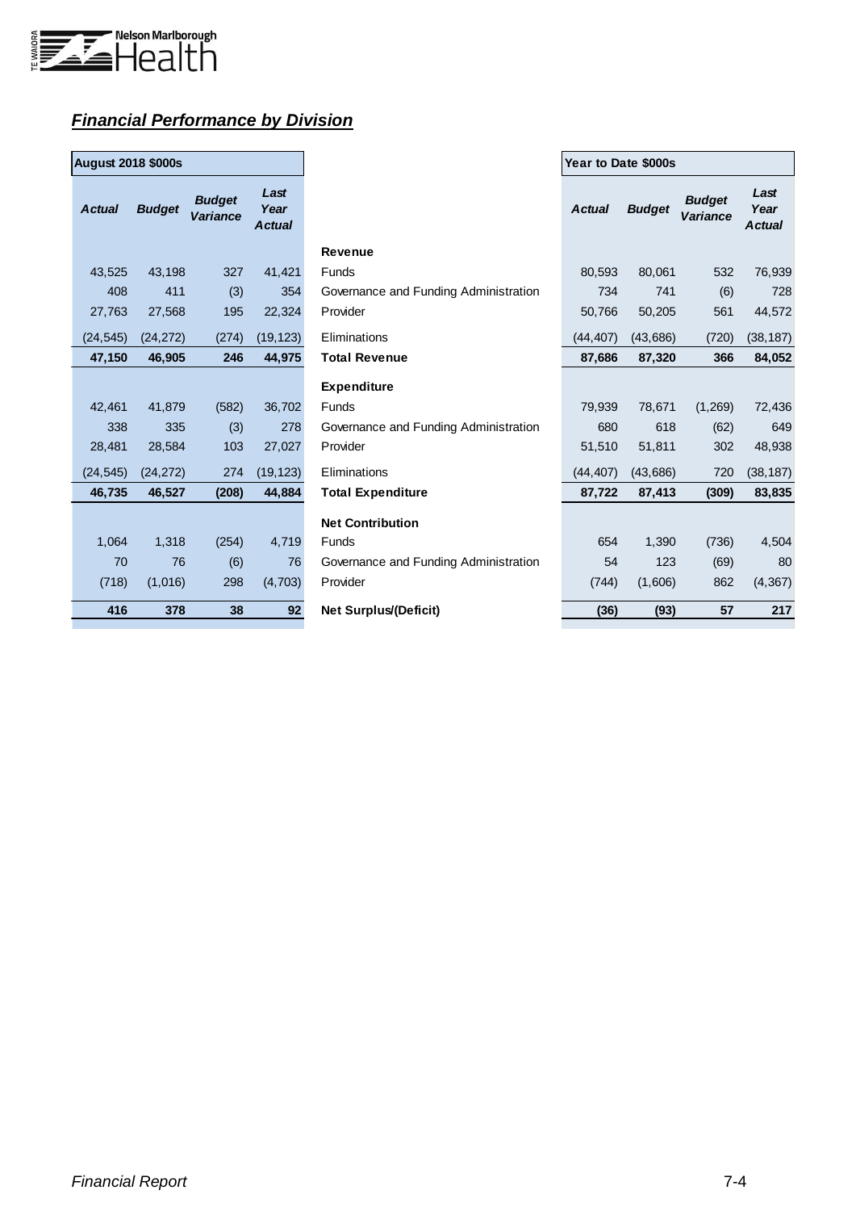## ***Financial Performance by Division***

| August 2018 $000s | | | | | Year to Date $000s | | | |
|---|---|---|---|---|---|---|---|---|
| ***Actual*** | ***Budget*** | ***Budget Variance*** | ***Last Year Actual*** | | ***Actual*** | ***Budget*** | ***Budget Variance*** | ***Last Year Actual*** |
| | | | | **Revenue** | | | | |
| 43,525 | 43,198 | 327 | 41,421 | Funds | 80,593 | 80,061 | 532 | 76,939 |
| 408 | 411 | (3) | 354 | Governance and Funding Administration | 734 | 741 | (6) | 728 |
| 27,763 | 27,568 | 195 | 22,324 | Provider | 50,766 | 50,205 | 561 | 44,572 |
| (24,545) | (24,272) | (274) | (19,123) | Eliminations | (44,407) | (43,686) | (720) | (38,187) |
| **47,150** | **46,905** | **246** | **44,975** | **Total Revenue** | **87,686** | **87,320** | **366** | **84,052** |
| | | | | **Expenditure** | | | | |
| 42,461 | 41,879 | (582) | 36,702 | Funds | 79,939 | 78,671 | (1,269) | 72,436 |
| 338 | 335 | (3) | 278 | Governance and Funding Administration | 680 | 618 | (62) | 649 |
| 28,481 | 28,584 | 103 | 27,027 | Provider | 51,510 | 51,811 | 302 | 48,938 |
| (24,545) | (24,272) | 274 | (19,123) | Eliminations | (44,407) | (43,686) | 720 | (38,187) |
| **46,735** | **46,527** | **(208)** | **44,884** | **Total Expenditure** | **87,722** | **87,413** | **(309)** | **83,835** |
| | | | | **Net Contribution** | | | | |
| 1,064 | 1,318 | (254) | 4,719 | Funds | 654 | 1,390 | (736) | 4,504 |
| 70 | 76 | (6) | 76 | Governance and Funding Administration | 54 | 123 | (69) | 80 |
| (718) | (1,016) | 298 | (4,703) | Provider | (744) | (1,606) | 862 | (4,367) |
| **416** | **378** | **38** | **92** | **Net Surplus/(Deficit)** | **(36)** | **(93)** | **57** | **217** |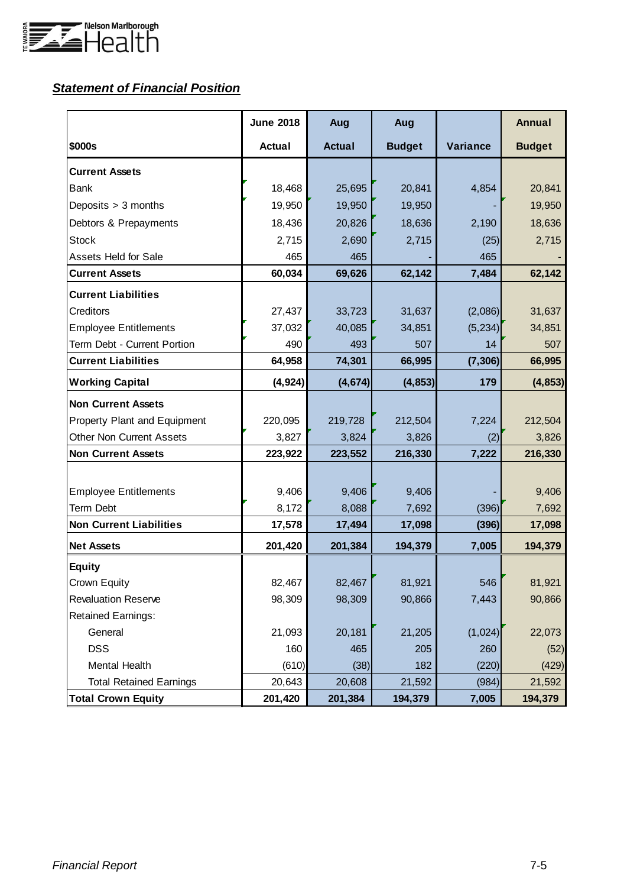## ***Statement of Financial Position***

| $000s | June 2018 Actual | Aug Actual | Aug Budget | Variance | Annual Budget |
|---|---|---|---|---|---|
| **Current Assets** | | | | | |
| Bank | 18,468 | 25,695 | 20,841 | 4,854 | 20,841 |
| Deposits > 3 months | 19,950 | 19,950 | 19,950 | - | 19,950 |
| Debtors & Prepayments | 18,436 | 20,826 | 18,636 | 2,190 | 18,636 |
| Stock | 2,715 | 2,690 | 2,715 | (25) | 2,715 |
| Assets Held for Sale | 465 | 465 | - | 465 | - |
| **Current Assets** | **60,034** | **69,626** | **62,142** | **7,484** | **62,142** |
| **Current Liabilities** | | | | | |
| Creditors | 27,437 | 33,723 | 31,637 | (2,086) | 31,637 |
| Employee Entitlements | 37,032 | 40,085 | 34,851 | (5,234) | 34,851 |
| Term Debt - Current Portion | 490 | 493 | 507 | 14 | 507 |
| **Current Liabilities** | **64,958** | **74,301** | **66,995** | **(7,306)** | **66,995** |
| **Working Capital** | **(4,924)** | **(4,674)** | **(4,853)** | **179** | **(4,853)** |
| **Non Current Assets** | | | | | |
| Property Plant and Equipment | 220,095 | 219,728 | 212,504 | 7,224 | 212,504 |
| Other Non Current Assets | 3,827 | 3,824 | 3,826 | (2) | 3,826 |
| **Non Current Assets** | **223,922** | **223,552** | **216,330** | **7,222** | **216,330** |
| Employee Entitlements | 9,406 | 9,406 | 9,406 | - | 9,406 |
| Term Debt | 8,172 | 8,088 | 7,692 | (396) | 7,692 |
| **Non Current Liabilities** | **17,578** | **17,494** | **17,098** | **(396)** | **17,098** |
| **Net Assets** | **201,420** | **201,384** | **194,379** | **7,005** | **194,379** |
| **Equity** | | | | | |
| Crown Equity | 82,467 | 82,467 | 81,921 | 546 | 81,921 |
| Revaluation Reserve | 98,309 | 98,309 | 90,866 | 7,443 | 90,866 |
| Retained Earnings: | | | | | |
| General | 21,093 | 20,181 | 21,205 | (1,024) | 22,073 |
| DSS | 160 | 465 | 205 | 260 | (52) |
| Mental Health | (610) | (38) | 182 | (220) | (429) |
| Total Retained Earnings | 20,643 | 20,608 | 21,592 | (984) | 21,592 |
| **Total Crown Equity** | **201,420** | **201,384** | **194,379** | **7,005** | **194,379** |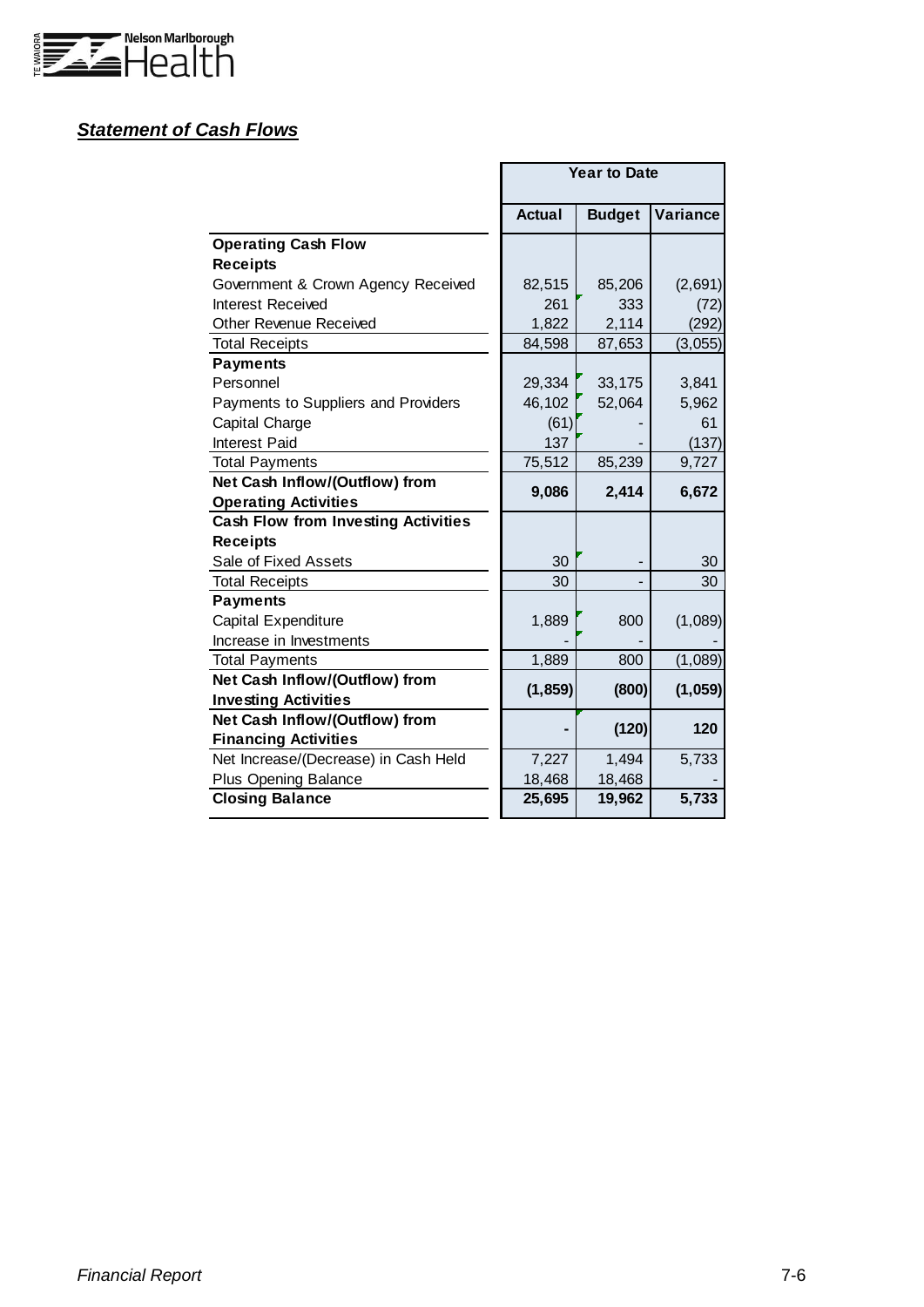***Statement of Cash Flows***

| | Year to Date | | |
|---|---|---|---|
| | **Actual** | **Budget** | **Variance** |
| **Operating Cash Flow** | | | |
| **Receipts** | | | |
| Government & Crown Agency Received | 82,515 | 85,206 | (2,691) |
| Interest Received | 261 | 333 | (72) |
| Other Revenue Received | 1,822 | 2,114 | (292) |
| Total Receipts | 84,598 | 87,653 | (3,055) |
| **Payments** | | | |
| Personnel | 29,334 | 33,175 | 3,841 |
| Payments to Suppliers and Providers | 46,102 | 52,064 | 5,962 |
| Capital Charge | (61) | - | 61 |
| Interest Paid | 137 | - | (137) |
| Total Payments | 75,512 | 85,239 | 9,727 |
| **Net Cash Inflow/(Outflow) from Operating Activities** | **9,086** | **2,414** | **6,672** |
| **Cash Flow from Investing Activities** | | | |
| **Receipts** | | | |
| Sale of Fixed Assets | 30 | - | 30 |
| Total Receipts | 30 | - | 30 |
| **Payments** | | | |
| Capital Expenditure | 1,889 | 800 | (1,089) |
| Increase in Investments | - | - | - |
| Total Payments | 1,889 | 800 | (1,089) |
| **Net Cash Inflow/(Outflow) from Investing Activities** | **(1,859)** | **(800)** | **(1,059)** |
| **Net Cash Inflow/(Outflow) from Financing Activities** | **-** | **(120)** | **120** |
| Net Increase/(Decrease) in Cash Held | 7,227 | 1,494 | 5,733 |
| Plus Opening Balance | 18,468 | 18,468 | - |
| **Closing Balance** | **25,695** | **19,962** | **5,733** |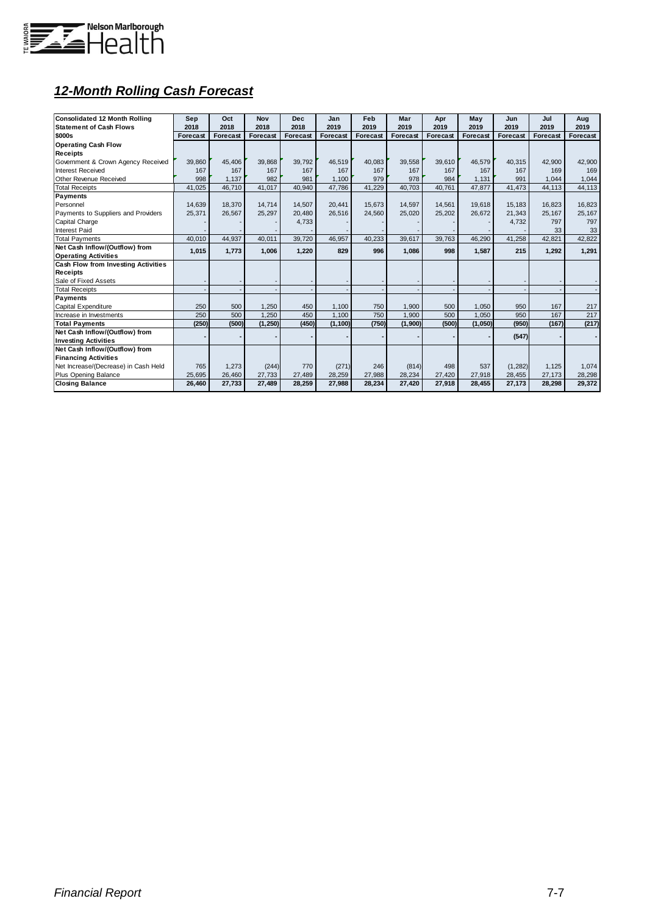## *12-Month Rolling Cash Forecast*

| Consolidated 12 Month Rolling Statement of Cash Flows | Sep 2018 | Oct 2018 | Nov 2018 | Dec 2018 | Jan 2019 | Feb 2019 | Mar 2019 | Apr 2019 | May 2019 | Jun 2019 | Jul 2019 | Aug 2019 |
|---|---|---|---|---|---|---|---|---|---|---|---|---|
| **$000s** | **Forecast** | **Forecast** | **Forecast** | **Forecast** | **Forecast** | **Forecast** | **Forecast** | **Forecast** | **Forecast** | **Forecast** | **Forecast** | **Forecast** |
| **Operating Cash Flow** | | | | | | | | | | | | |
| **Receipts** | | | | | | | | | | | | |
| Government & Crown Agency Received | 39,860 | 45,406 | 39,868 | 39,792 | 46,519 | 40,083 | 39,558 | 39,610 | 46,579 | 40,315 | 42,900 | 42,900 |
| Interest Received | 167 | 167 | 167 | 167 | 167 | 167 | 167 | 167 | 167 | 167 | 169 | 169 |
| Other Revenue Received | 998 | 1,137 | 982 | 981 | 1,100 | 979 | 978 | 984 | 1,131 | 991 | 1,044 | 1,044 |
| Total Receipts | 41,025 | 46,710 | 41,017 | 40,940 | 47,786 | 41,229 | 40,703 | 40,761 | 47,877 | 41,473 | 44,113 | 44,113 |
| **Payments** | | | | | | | | | | | | |
| Personnel | 14,639 | 18,370 | 14,714 | 14,507 | 20,441 | 15,673 | 14,597 | 14,561 | 19,618 | 15,183 | 16,823 | 16,823 |
| Payments to Suppliers and Providers | 25,371 | 26,567 | 25,297 | 20,480 | 26,516 | 24,560 | 25,020 | 25,202 | 26,672 | 21,343 | 25,167 | 25,167 |
| Capital Charge | - | - | - | 4,733 | - | - | - | - | - | 4,732 | 797 | 797 |
| Interest Paid | - | - | - | - | - | - | - | - | - | - | 33 | 33 |
| Total Payments | 40,010 | 44,937 | 40,011 | 39,720 | 46,957 | 40,233 | 39,617 | 39,763 | 46,290 | 41,258 | 42,821 | 42,822 |
| **Net Cash Inflow/(Outflow) from Operating Activities** | **1,015** | **1,773** | **1,006** | **1,220** | **829** | **996** | **1,086** | **998** | **1,587** | **215** | **1,292** | **1,291** |
| **Cash Flow from Investing Activities** | | | | | | | | | | | | |
| **Receipts** | | | | | | | | | | | | |
| Sale of Fixed Assets | - | - | - | - | - | - | - | - | - | - | - | - |
| Total Receipts | - | - | - | - | - | - | - | - | - | - | - | - |
| **Payments** | | | | | | | | | | | | |
| Capital Expenditure | 250 | 500 | 1,250 | 450 | 1,100 | 750 | 1,900 | 500 | 1,050 | 950 | 167 | 217 |
| Increase in Investments | 250 | 500 | 1,250 | 450 | 1,100 | 750 | 1,900 | 500 | 1,050 | 950 | 167 | 217 |
| **Total Payments** | **(250)** | **(500)** | **(1,250)** | **(450)** | **(1,100)** | **(750)** | **(1,900)** | **(500)** | **(1,050)** | **(950)** | **(167)** | **(217)** |
| **Net Cash Inflow/(Outflow) from Investing Activities** | **-** | **-** | **-** | **-** | **-** | **-** | **-** | **-** | **-** | **(547)** | **-** | **-** |
| **Net Cash Inflow/(Outflow) from Financing Activities** | | | | | | | | | | | | |
| Net Increase/(Decrease) in Cash Held | 765 | 1,273 | (244) | 770 | (271) | 246 | (814) | 498 | 537 | (1,282) | 1,125 | 1,074 |
| Plus Opening Balance | 25,695 | 26,460 | 27,733 | 27,489 | 28,259 | 27,988 | 28,234 | 27,420 | 27,918 | 28,455 | 27,173 | 28,298 |
| **Closing Balance** | **26,460** | **27,733** | **27,489** | **28,259** | **27,988** | **28,234** | **27,420** | **27,918** | **28,455** | **27,173** | **28,298** | **29,372** |